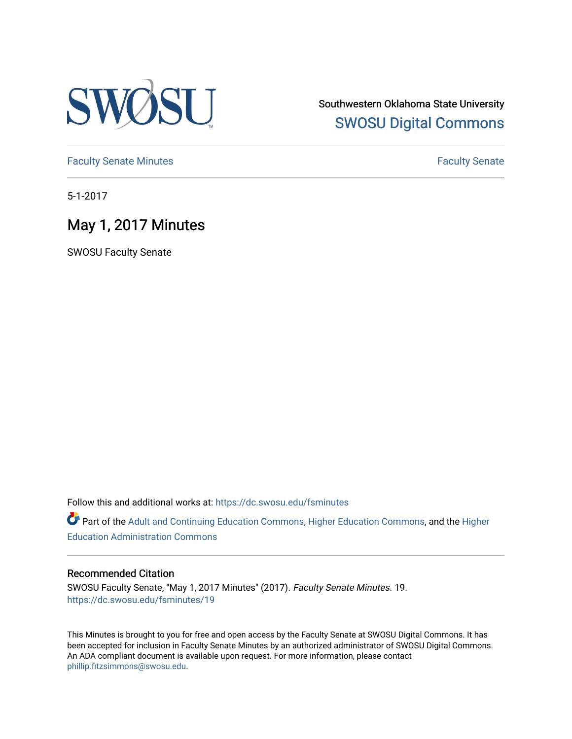Southwestern Oklahoma State University

SWOSU Digital Commons

Faculty Senate Minutes

Faculty Senate

5-1-2017

# May 1, 2017 Minutes

SWOSU Faculty Senate

Follow this and additional works at: https://dc.swosu.edu/fsminutes

Part of the Adult and Continuing Education Commons, Higher Education Commons, and the Higher Education Administration Commons

### Recommended Citation

SWOSU Faculty Senate, "May 1, 2017 Minutes" (2017). *Faculty Senate Minutes*. 19.
https://dc.swosu.edu/fsminutes/19

This Minutes is brought to you for free and open access by the Faculty Senate at SWOSU Digital Commons. It has been accepted for inclusion in Faculty Senate Minutes by an authorized administrator of SWOSU Digital Commons. An ADA compliant document is available upon request. For more information, please contact phillip.fitzsimmons@swosu.edu.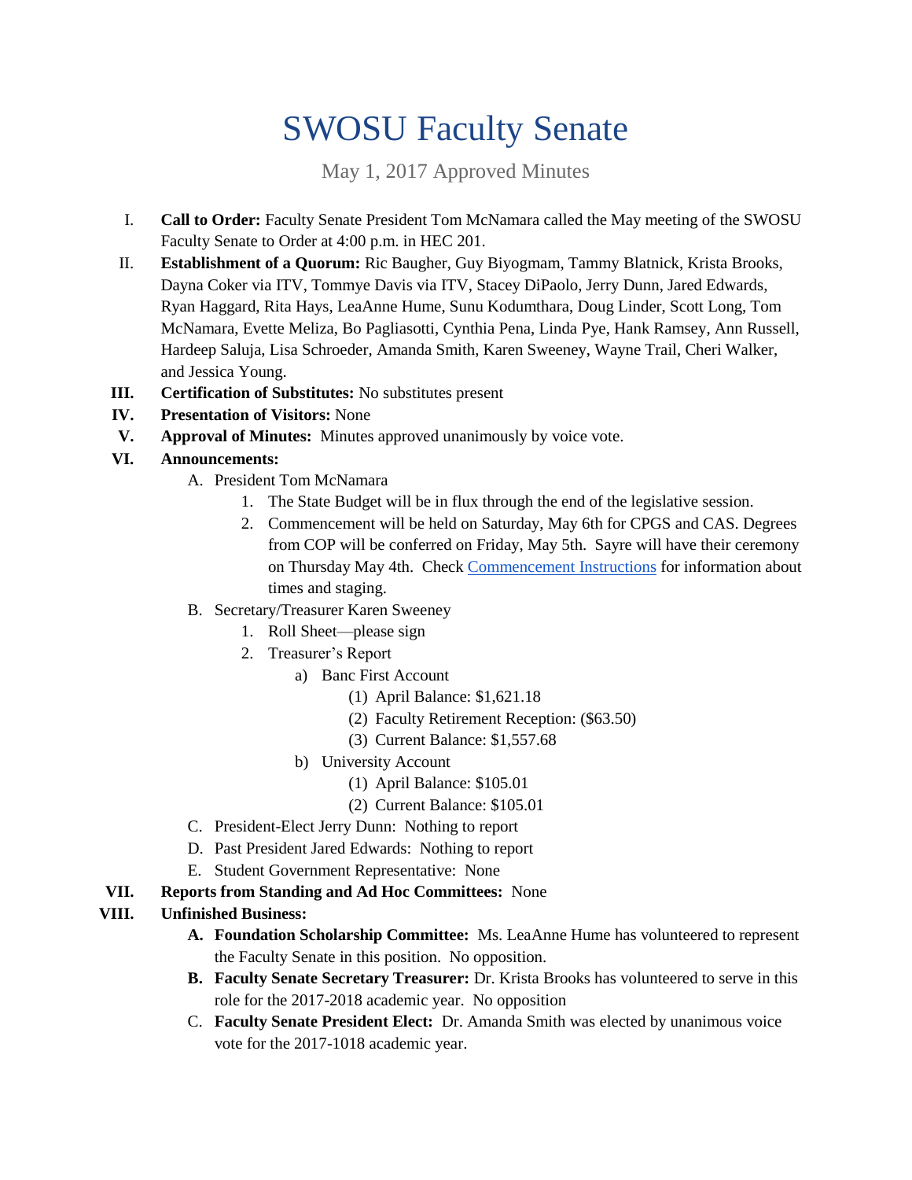# SWOSU Faculty Senate

May 1, 2017 Approved Minutes

I. **Call to Order:** Faculty Senate President Tom McNamara called the May meeting of the SWOSU Faculty Senate to Order at 4:00 p.m. in HEC 201.

II. **Establishment of a Quorum:** Ric Baugher, Guy Biyogmam, Tammy Blatnick, Krista Brooks, Dayna Coker via ITV, Tommye Davis via ITV, Stacey DiPaolo, Jerry Dunn, Jared Edwards, Ryan Haggard, Rita Hays, LeaAnne Hume, Sunu Kodumthara, Doug Linder, Scott Long, Tom McNamara, Evette Meliza, Bo Pagliasotti, Cynthia Pena, Linda Pye, Hank Ramsey, Ann Russell, Hardeep Saluja, Lisa Schroeder, Amanda Smith, Karen Sweeney, Wayne Trail, Cheri Walker, and Jessica Young.

III. **Certification of Substitutes:** No substitutes present

IV. **Presentation of Visitors:** None

V. **Approval of Minutes:** Minutes approved unanimously by voice vote.

VI. **Announcements:**

A. President Tom McNamara
   1. The State Budget will be in flux through the end of the legislative session.
   2. Commencement will be held on Saturday, May 6th for CPGS and CAS. Degrees from COP will be conferred on Friday, May 5th. Sayre will have their ceremony on Thursday May 4th. Check Commencement Instructions for information about times and staging.

B. Secretary/Treasurer Karen Sweeney
   1. Roll Sheet—please sign
   2. Treasurer's Report
      a) Banc First Account
         (1) April Balance: $1,621.18
         (2) Faculty Retirement Reception: ($63.50)
         (3) Current Balance: $1,557.68
      b) University Account
         (1) April Balance: $105.01
         (2) Current Balance: $105.01

C. President-Elect Jerry Dunn: Nothing to report

D. Past President Jared Edwards: Nothing to report

E. Student Government Representative: None

VII. **Reports from Standing and Ad Hoc Committees:** None

VIII. **Unfinished Business:**

A. **Foundation Scholarship Committee:** Ms. LeaAnne Hume has volunteered to represent the Faculty Senate in this position. No opposition.

B. **Faculty Senate Secretary Treasurer:** Dr. Krista Brooks has volunteered to serve in this role for the 2017-2018 academic year. No opposition

C. **Faculty Senate President Elect:** Dr. Amanda Smith was elected by unanimous voice vote for the 2017-1018 academic year.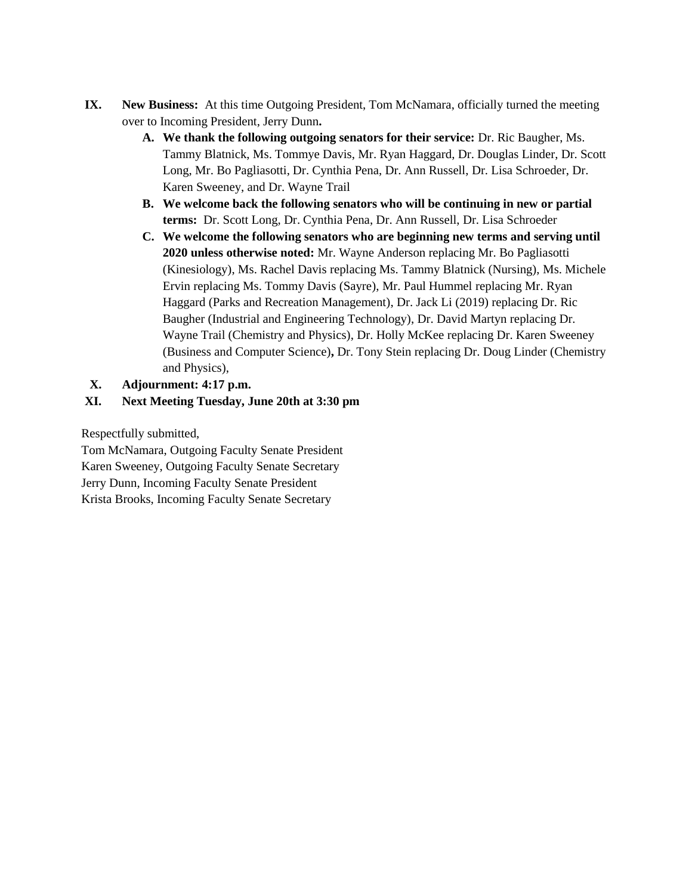**IX. New Business:** At this time Outgoing President, Tom McNamara, officially turned the meeting over to Incoming President, Jerry Dunn**.**

- **A. We thank the following outgoing senators for their service:** Dr. Ric Baugher, Ms. Tammy Blatnick, Ms. Tommye Davis, Mr. Ryan Haggard, Dr. Douglas Linder, Dr. Scott Long, Mr. Bo Pagliasotti, Dr. Cynthia Pena, Dr. Ann Russell, Dr. Lisa Schroeder, Dr. Karen Sweeney, and Dr. Wayne Trail
- **B. We welcome back the following senators who will be continuing in new or partial terms:** Dr. Scott Long, Dr. Cynthia Pena, Dr. Ann Russell, Dr. Lisa Schroeder
- **C. We welcome the following senators who are beginning new terms and serving until 2020 unless otherwise noted:** Mr. Wayne Anderson replacing Mr. Bo Pagliasotti (Kinesiology), Ms. Rachel Davis replacing Ms. Tammy Blatnick (Nursing), Ms. Michele Ervin replacing Ms. Tommy Davis (Sayre), Mr. Paul Hummel replacing Mr. Ryan Haggard (Parks and Recreation Management), Dr. Jack Li (2019) replacing Dr. Ric Baugher (Industrial and Engineering Technology), Dr. David Martyn replacing Dr. Wayne Trail (Chemistry and Physics), Dr. Holly McKee replacing Dr. Karen Sweeney (Business and Computer Science)**,** Dr. Tony Stein replacing Dr. Doug Linder (Chemistry and Physics),

**X. Adjournment: 4:17 p.m.**

**XI. Next Meeting Tuesday, June 20th at 3:30 pm**

Respectfully submitted,
Tom McNamara, Outgoing Faculty Senate President
Karen Sweeney, Outgoing Faculty Senate Secretary
Jerry Dunn, Incoming Faculty Senate President
Krista Brooks, Incoming Faculty Senate Secretary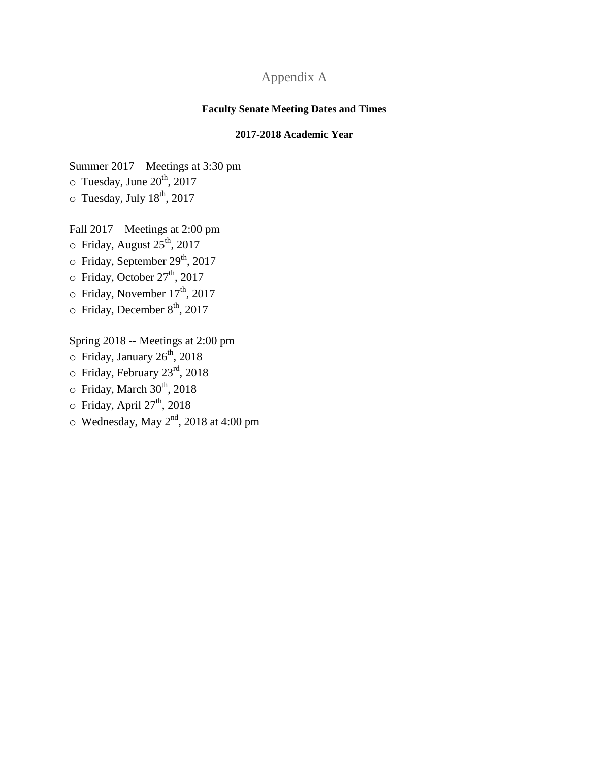# Appendix A

**Faculty Senate Meeting Dates and Times**

**2017-2018 Academic Year**

Summer 2017 – Meetings at 3:30 pm

- Tuesday, June 20th, 2017
- Tuesday, July 18th, 2017

Fall 2017 – Meetings at 2:00 pm

- Friday, August 25th, 2017
- Friday, September 29th, 2017
- Friday, October 27th, 2017
- Friday, November 17th, 2017
- Friday, December 8th, 2017

Spring 2018 -- Meetings at 2:00 pm

- Friday, January 26th, 2018
- Friday, February 23rd, 2018
- Friday, March 30th, 2018
- Friday, April 27th, 2018
- Wednesday, May 2nd, 2018 at 4:00 pm